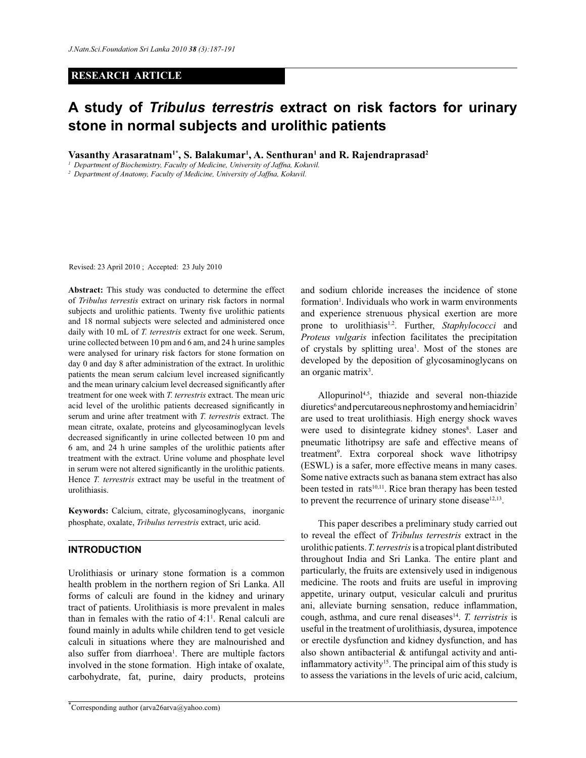**RESEARCH ARTICLE**

# A study of *Tribulus terrestris* extract on risk factors for urinary stone in normal subjects and urolithic patients

**Vasanthy Arasaratnam[1*], S. Balakumar[1], A. Senthuran[1] and R. Rajendraprasad[2]**

[1] Department of Biochemistry, Faculty of Medicine, University of Jaffna, Kokuvil.
[2] Department of Anatomy, Faculty of Medicine, University of Jaffna, Kokuvil.

Revised: 23 April 2010 ; Accepted: 23 July 2010

**Abstract:** This study was conducted to determine the effect of *Tribulus terrestis* extract on urinary risk factors in normal subjects and urolithic patients. Twenty five urolithic patients and 18 normal subjects were selected and administered once daily with 10 mL of *T. terrestris* extract for one week. Serum, urine collected between 10 pm and 6 am, and 24 h urine samples were analysed for urinary risk factors for stone formation on day 0 and day 8 after administration of the extract. In urolithic patients the mean serum calcium level increased significantly and the mean urinary calcium level decreased significantly after treatment for one week with *T. terrestris* extract. The mean uric acid level of the urolithic patients decreased significantly in serum and urine after treatment with *T. terrestris* extract. The mean citrate, oxalate, proteins and glycosaminoglycan levels decreased significantly in urine collected between 10 pm and 6 am, and 24 h urine samples of the urolithic patients after treatment with the extract. Urine volume and phosphate level in serum were not altered significantly in the urolithic patients. Hence *T. terrestris* extract may be useful in the treatment of urolithiasis.

**Keywords:** Calcium, citrate, glycosaminoglycans, inorganic phosphate, oxalate, *Tribulus terrestris* extract, uric acid.

## INTRODUCTION

Urolithiasis or urinary stone formation is a common health problem in the northern region of Sri Lanka. All forms of calculi are found in the kidney and urinary tract of patients. Urolithiasis is more prevalent in males than in females with the ratio of 4:1[1]. Renal calculi are found mainly in adults while children tend to get vesicle calculi in situations where they are malnourished and also suffer from diarrhoea[1]. There are multiple factors involved in the stone formation. High intake of oxalate, carbohydrate, fat, purine, dairy products, proteins and sodium chloride increases the incidence of stone formation[1]. Individuals who work in warm environments and experience strenuous physical exertion are more prone to urolithiasis[1,2]. Further, *Staphylococci* and *Proteus vulgaris* infection facilitates the precipitation of crystals by splitting urea[1]. Most of the stones are developed by the deposition of glycosaminoglycans on an organic matrix[3].

Allopurinol[4,5], thiazide and several non-thiazide diuretics[6] and percutareous nephrostomy and hemiacidrin[7] are used to treat urolithiasis. High energy shock waves were used to disintegrate kidney stones[8]. Laser and pneumatic lithotripsy are safe and effective means of treatment[9]. Extra corporeal shock wave lithotripsy (ESWL) is a safer, more effective means in many cases. Some native extracts such as banana stem extract has also been tested in rats[10,11]. Rice bran therapy has been tested to prevent the recurrence of urinary stone disease[12,13].

This paper describes a preliminary study carried out to reveal the effect of *Tribulus terrestris* extract in the urolithic patients. *T. terrestris* is a tropical plant distributed throughout India and Sri Lanka. The entire plant and particularly, the fruits are extensively used in indigenous medicine. The roots and fruits are useful in improving appetite, urinary output, vesicular calculi and pruritus ani, alleviate burning sensation, reduce inflammation, cough, asthma, and cure renal diseases[14]. *T. terristris* is useful in the treatment of urolithiasis, dysurea, impotence or erectile dysfunction and kidney dysfunction, and has also shown antibacterial & antifungal activity and anti-inflammatory activity[15]. The principal aim of this study is to assess the variations in the levels of uric acid, calcium,

[*]Corresponding author (arva26arva@yahoo.com)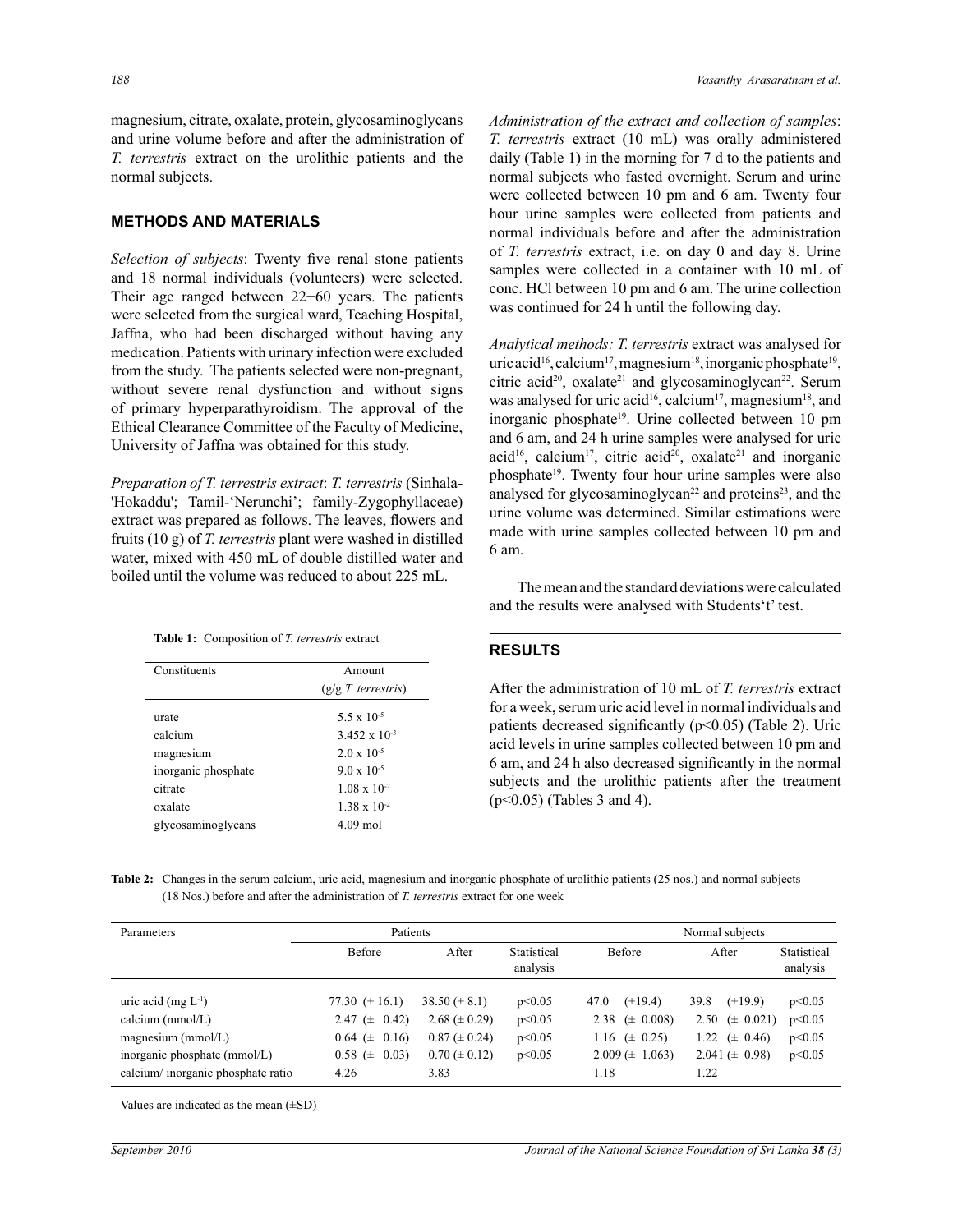magnesium, citrate, oxalate, protein, glycosaminoglycans and urine volume before and after the administration of *T. terrestris* extract on the urolithic patients and the normal subjects.

## METHODS AND MATERIALS

*Selection of subjects*: Twenty five renal stone patients and 18 normal individuals (volunteers) were selected. Their age ranged between 22−60 years. The patients were selected from the surgical ward, Teaching Hospital, Jaffna, who had been discharged without having any medication. Patients with urinary infection were excluded from the study. The patients selected were non-pregnant, without severe renal dysfunction and without signs of primary hyperparathyroidism. The approval of the Ethical Clearance Committee of the Faculty of Medicine, University of Jaffna was obtained for this study.

*Preparation of T. terrestris extract*: *T. terrestris* (Sinhala-'Hokaddu'; Tamil-'Nerunchi'; family-Zygophyllaceae) extract was prepared as follows. The leaves, flowers and fruits (10 g) of *T. terrestris* plant were washed in distilled water, mixed with 450 mL of double distilled water and boiled until the volume was reduced to about 225 mL.

**Table 1:** Composition of *T. terrestris* extract

| Constituents | Amount (g/g *T. terrestris*) |
|---|---|
| urate | $5.5 \times 10^{-5}$ |
| calcium | $3.452 \times 10^{-3}$ |
| magnesium | $2.0 \times 10^{-5}$ |
| inorganic phosphate | $9.0 \times 10^{-5}$ |
| citrate | $1.08 \times 10^{-2}$ |
| oxalate | $1.38 \times 10^{-2}$ |
| glycosaminoglycans | 4.09 mol |

*Administration of the extract and collection of samples*: *T. terrestris* extract (10 mL) was orally administered daily (Table 1) in the morning for 7 d to the patients and normal subjects who fasted overnight. Serum and urine were collected between 10 pm and 6 am. Twenty four hour urine samples were collected from patients and normal individuals before and after the administration of *T. terrestris* extract, i.e. on day 0 and day 8. Urine samples were collected in a container with 10 mL of conc. HCl between 10 pm and 6 am. The urine collection was continued for 24 h until the following day.

*Analytical methods: T. terrestris* extract was analysed for uric acid[16], calcium[17], magnesium[18], inorganic phosphate[19], citric acid[20], oxalate[21] and glycosaminoglycan[22]. Serum was analysed for uric acid[16], calcium[17], magnesium[18], and inorganic phosphate[19]. Urine collected between 10 pm and 6 am, and 24 h urine samples were analysed for uric acid[16], calcium[17], citric acid[20], oxalate[21] and inorganic phosphate[19]. Twenty four hour urine samples were also analysed for glycosaminoglycan[22] and proteins[23], and the urine volume was determined. Similar estimations were made with urine samples collected between 10 pm and 6 am.

The mean and the standard deviations were calculated and the results were analysed with Students't' test.

## RESULTS

After the administration of 10 mL of *T. terrestris* extract for a week, serum uric acid level in normal individuals and patients decreased significantly ($p<0.05$) (Table 2). Uric acid levels in urine samples collected between 10 pm and 6 am, and 24 h also decreased significantly in the normal subjects and the urolithic patients after the treatment ($p<0.05$) (Tables 3 and 4).

**Table 2:** Changes in the serum calcium, uric acid, magnesium and inorganic phosphate of urolithic patients (25 nos.) and normal subjects (18 Nos.) before and after the administration of *T. terrestris* extract for one week

| Parameters | Patients | | | Normal subjects | | |
|---|---|---|---|---|---|---|
| | Before | After | Statistical analysis | Before | After | Statistical analysis |
| uric acid (mg $L^{-1}$) | 77.30 (± 16.1) | 38.50 (± 8.1) | $p<0.05$ | 47.0 (±19.4) | 39.8 (±19.9) | $p<0.05$ |
| calcium (mmol/L) | 2.47 (± 0.42) | 2.68 (± 0.29) | $p<0.05$ | 2.38 (± 0.008) | 2.50 (± 0.021) | $p<0.05$ |
| magnesium (mmol/L) | 0.64 (± 0.16) | 0.87 (± 0.24) | $p<0.05$ | 1.16 (± 0.25) | 1.22 (± 0.46) | $p<0.05$ |
| inorganic phosphate (mmol/L) | 0.58 (± 0.03) | 0.70 (± 0.12) | $p<0.05$ | 2.009 (± 1.063) | 2.041 (± 0.98) | $p<0.05$ |
| calcium/ inorganic phosphate ratio | 4.26 | 3.83 | | 1.18 | 1.22 | |

Values are indicated as the mean (±SD)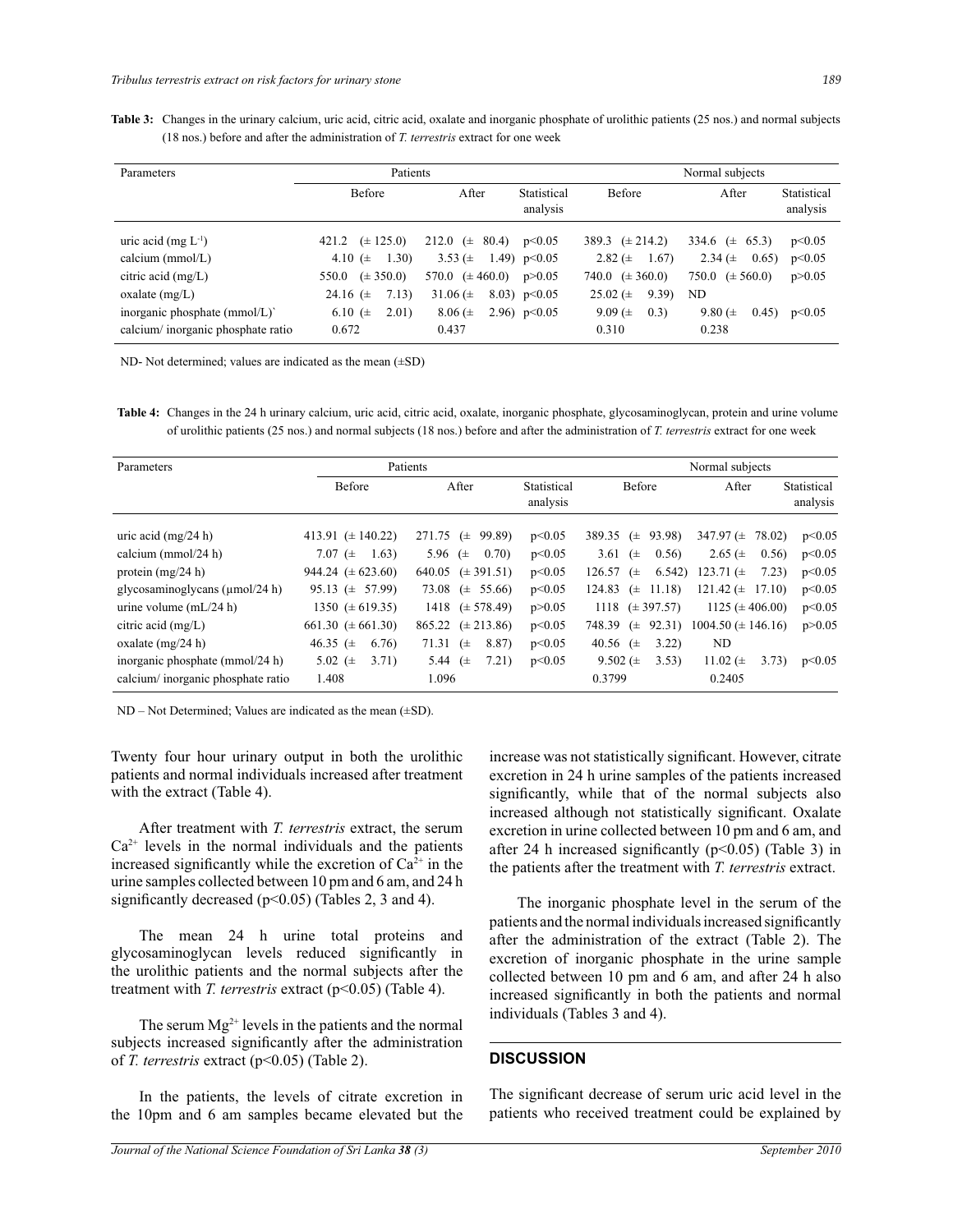**Table 3:** Changes in the urinary calcium, uric acid, citric acid, oxalate and inorganic phosphate of urolithic patients (25 nos.) and normal subjects (18 nos.) before and after the administration of *T. terrestris* extract for one week

| Parameters | Patients | | | Normal subjects | | |
|---|---|---|---|---|---|---|
| | Before | After | Statistical analysis | Before | After | Statistical analysis |
| uric acid (mg $L^{-1}$) | 421.2 (± 125.0) | 212.0 (± 80.4) | $p<0.05$ | 389.3 (± 214.2) | 334.6 (± 65.3) | $p<0.05$ |
| calcium (mmol/L) | 4.10 (± 1.30) | 3.53 (± 1.49) | $p<0.05$ | 2.82 (± 1.67) | 2.34 (± 0.65) | $p<0.05$ |
| citric acid (mg/L) | 550.0 (± 350.0) | 570.0 (± 460.0) | $p>0.05$ | 740.0 (± 360.0) | 750.0 (± 560.0) | $p>0.05$ |
| oxalate (mg/L) | 24.16 (± 7.13) | 31.06 (± 8.03) | $p<0.05$ | 25.02 (± 9.39) | ND | |
| inorganic phosphate (mmol/L)` | 6.10 (± 2.01) | 8.06 (± 2.96) | $p<0.05$ | 9.09 (± 0.3) | 9.80 (± 0.45) | $p<0.05$ |
| calcium/ inorganic phosphate ratio | 0.672 | 0.437 | | 0.310 | 0.238 | |

ND- Not determined; values are indicated as the mean (±SD)

**Table 4:** Changes in the 24 h urinary calcium, uric acid, citric acid, oxalate, inorganic phosphate, glycosaminoglycan, protein and urine volume of urolithic patients (25 nos.) and normal subjects (18 nos.) before and after the administration of *T. terrestris* extract for one week

| Parameters | Patients | | | Normal subjects | | |
|---|---|---|---|---|---|---|
| | Before | After | Statistical analysis | Before | After | Statistical analysis |
| uric acid (mg/24 h) | 413.91 (± 140.22) | 271.75 (± 99.89) | $p<0.05$ | 389.35 (± 93.98) | 347.97 (± 78.02) | $p<0.05$ |
| calcium (mmol/24 h) | 7.07 (± 1.63) | 5.96 (± 0.70) | $p<0.05$ | 3.61 (± 0.56) | 2.65 (± 0.56) | $p<0.05$ |
| protein (mg/24 h) | 944.24 (± 623.60) | 640.05 (± 391.51) | $p<0.05$ | 126.57 (± 6.542) | 123.71 (± 7.23) | $p<0.05$ |
| glycosaminoglycans (μmol/24 h) | 95.13 (± 57.99) | 73.08 (± 55.66) | $p<0.05$ | 124.83 (± 11.18) | 121.42 (± 17.10) | $p<0.05$ |
| urine volume (mL/24 h) | 1350 (± 619.35) | 1418 (± 578.49) | $p>0.05$ | 1118 (± 397.57) | 1125 (± 406.00) | $p<0.05$ |
| citric acid (mg/L) | 661.30 (± 661.30) | 865.22 (± 213.86) | $p<0.05$ | 748.39 (± 92.31) | 1004.50 (± 146.16) | $p>0.05$ |
| oxalate (mg/24 h) | 46.35 (± 6.76) | 71.31 (± 8.87) | $p<0.05$ | 40.56 (± 3.22) | ND | |
| inorganic phosphate (mmol/24 h) | 5.02 (± 3.71) | 5.44 (± 7.21) | $p<0.05$ | 9.502 (± 3.53) | 11.02 (± 3.73) | $p<0.05$ |
| calcium/ inorganic phosphate ratio | 1.408 | 1.096 | | 0.3799 | 0.2405 | |

ND – Not Determined; Values are indicated as the mean (±SD).

Twenty four hour urinary output in both the urolithic patients and normal individuals increased after treatment with the extract (Table 4).

After treatment with *T. terrestris* extract, the serum $Ca^{2+}$ levels in the normal individuals and the patients increased significantly while the excretion of $Ca^{2+}$ in the urine samples collected between 10 pm and 6 am, and 24 h significantly decreased ($p<0.05$) (Tables 2, 3 and 4).

The mean 24 h urine total proteins and glycosaminoglycan levels reduced significantly in the urolithic patients and the normal subjects after the treatment with *T. terrestris* extract ($p<0.05$) (Table 4).

The serum $Mg^{2+}$ levels in the patients and the normal subjects increased significantly after the administration of *T. terrestris* extract ($p<0.05$) (Table 2).

In the patients, the levels of citrate excretion in the 10pm and 6 am samples became elevated but the increase was not statistically significant. However, citrate excretion in 24 h urine samples of the patients increased significantly, while that of the normal subjects also increased although not statistically significant. Oxalate excretion in urine collected between 10 pm and 6 am, and after 24 h increased significantly ($p<0.05$) (Table 3) in the patients after the treatment with *T. terrestris* extract.

The inorganic phosphate level in the serum of the patients and the normal individuals increased significantly after the administration of the extract (Table 2). The excretion of inorganic phosphate in the urine sample collected between 10 pm and 6 am, and after 24 h also increased significantly in both the patients and normal individuals (Tables 3 and 4).

## DISCUSSION

The significant decrease of serum uric acid level in the patients who received treatment could be explained by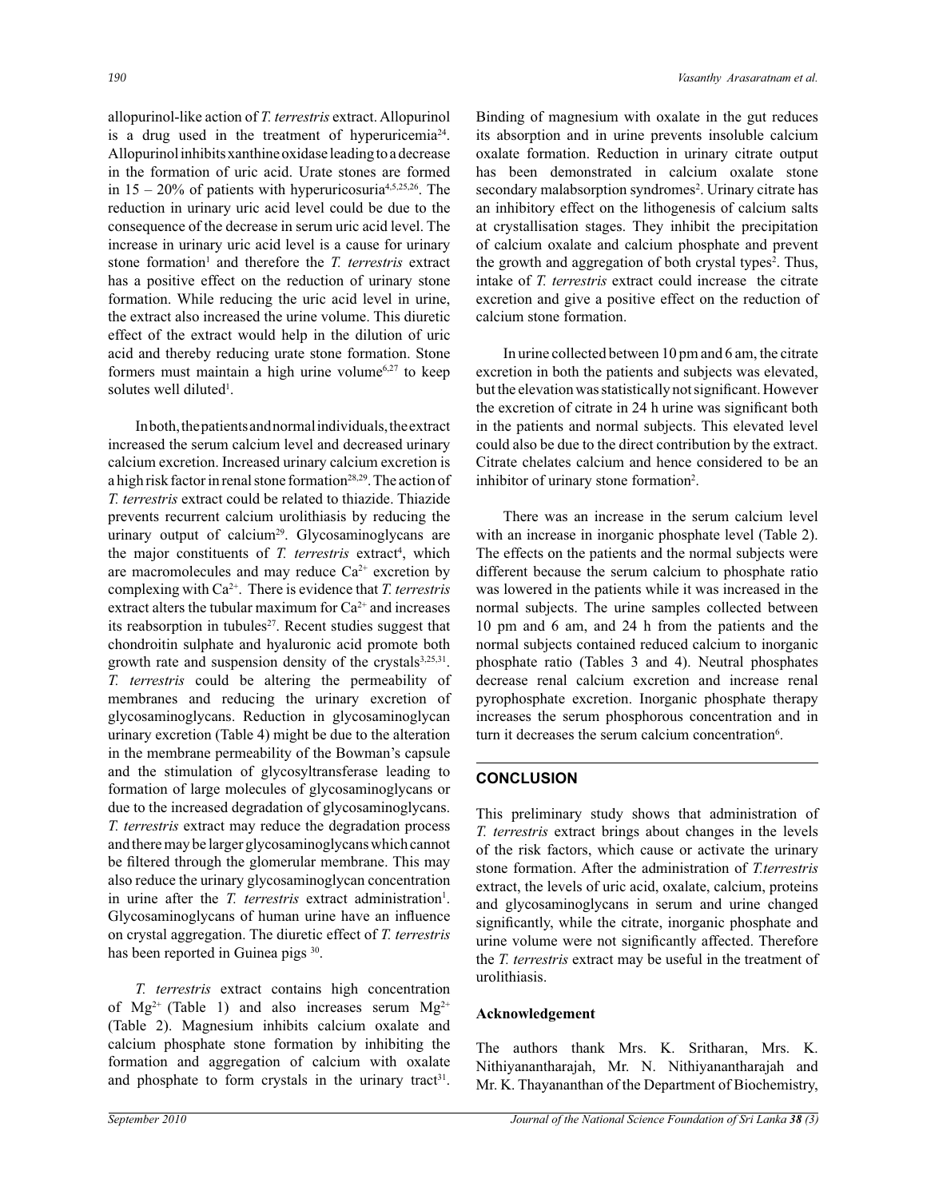allopurinol-like action of *T. terrestris* extract. Allopurinol is a drug used in the treatment of hyperuricemia[24]. Allopurinol inhibits xanthine oxidase leading to a decrease in the formation of uric acid. Urate stones are formed in 15 – 20% of patients with hyperuricosuria[4,5,25,26]. The reduction in urinary uric acid level could be due to the consequence of the decrease in serum uric acid level. The increase in urinary uric acid level is a cause for urinary stone formation[1] and therefore the *T. terrestris* extract has a positive effect on the reduction of urinary stone formation. While reducing the uric acid level in urine, the extract also increased the urine volume. This diuretic effect of the extract would help in the dilution of uric acid and thereby reducing urate stone formation. Stone formers must maintain a high urine volume[6,27] to keep solutes well diluted[1].

In both, the patients and normal individuals, the extract increased the serum calcium level and decreased urinary calcium excretion. Increased urinary calcium excretion is a high risk factor in renal stone formation[28,29]. The action of *T. terrestris* extract could be related to thiazide. Thiazide prevents recurrent calcium urolithiasis by reducing the urinary output of calcium[29]. Glycosaminoglycans are the major constituents of *T. terrestris* extract[4], which are macromolecules and may reduce $Ca^{2+}$ excretion by complexing with $Ca^{2+}$. There is evidence that *T. terrestris* extract alters the tubular maximum for $Ca^{2+}$ and increases its reabsorption in tubules[27]. Recent studies suggest that chondroitin sulphate and hyaluronic acid promote both growth rate and suspension density of the crystals[3,25,31]. *T. terrestris* could be altering the permeability of membranes and reducing the urinary excretion of glycosaminoglycans. Reduction in glycosaminoglycan urinary excretion (Table 4) might be due to the alteration in the membrane permeability of the Bowman's capsule and the stimulation of glycosyltransferase leading to formation of large molecules of glycosaminoglycans or due to the increased degradation of glycosaminoglycans. *T. terrestris* extract may reduce the degradation process and there may be larger glycosaminoglycans which cannot be filtered through the glomerular membrane. This may also reduce the urinary glycosaminoglycan concentration in urine after the *T. terrestris* extract administration[1]. Glycosaminoglycans of human urine have an influence on crystal aggregation. The diuretic effect of *T. terrestris* has been reported in Guinea pigs [30].

*T. terrestris* extract contains high concentration of $Mg^{2+}$ (Table 1) and also increases serum $Mg^{2+}$ (Table 2). Magnesium inhibits calcium oxalate and calcium phosphate stone formation by inhibiting the formation and aggregation of calcium with oxalate and phosphate to form crystals in the urinary tract[31]. Binding of magnesium with oxalate in the gut reduces its absorption and in urine prevents insoluble calcium oxalate formation. Reduction in urinary citrate output has been demonstrated in calcium oxalate stone secondary malabsorption syndromes[2]. Urinary citrate has an inhibitory effect on the lithogenesis of calcium salts at crystallisation stages. They inhibit the precipitation of calcium oxalate and calcium phosphate and prevent the growth and aggregation of both crystal types[2]. Thus, intake of *T. terrestris* extract could increase the citrate excretion and give a positive effect on the reduction of calcium stone formation.

In urine collected between 10 pm and 6 am, the citrate excretion in both the patients and subjects was elevated, but the elevation was statistically not significant. However the excretion of citrate in 24 h urine was significant both in the patients and normal subjects. This elevated level could also be due to the direct contribution by the extract. Citrate chelates calcium and hence considered to be an inhibitor of urinary stone formation[2].

There was an increase in the serum calcium level with an increase in inorganic phosphate level (Table 2). The effects on the patients and the normal subjects were different because the serum calcium to phosphate ratio was lowered in the patients while it was increased in the normal subjects. The urine samples collected between 10 pm and 6 am, and 24 h from the patients and the normal subjects contained reduced calcium to inorganic phosphate ratio (Tables 3 and 4). Neutral phosphates decrease renal calcium excretion and increase renal pyrophosphate excretion. Inorganic phosphate therapy increases the serum phosphorous concentration and in turn it decreases the serum calcium concentration[6].

## CONCLUSION

This preliminary study shows that administration of *T. terrestris* extract brings about changes in the levels of the risk factors, which cause or activate the urinary stone formation. After the administration of *T.terrestris* extract, the levels of uric acid, oxalate, calcium, proteins and glycosaminoglycans in serum and urine changed significantly, while the citrate, inorganic phosphate and urine volume were not significantly affected. Therefore the *T. terrestris* extract may be useful in the treatment of urolithiasis.

### Acknowledgement

The authors thank Mrs. K. Sritharan, Mrs. K. Nithiyanantharajah, Mr. N. Nithiyanantharajah and Mr. K. Thayananthan of the Department of Biochemistry,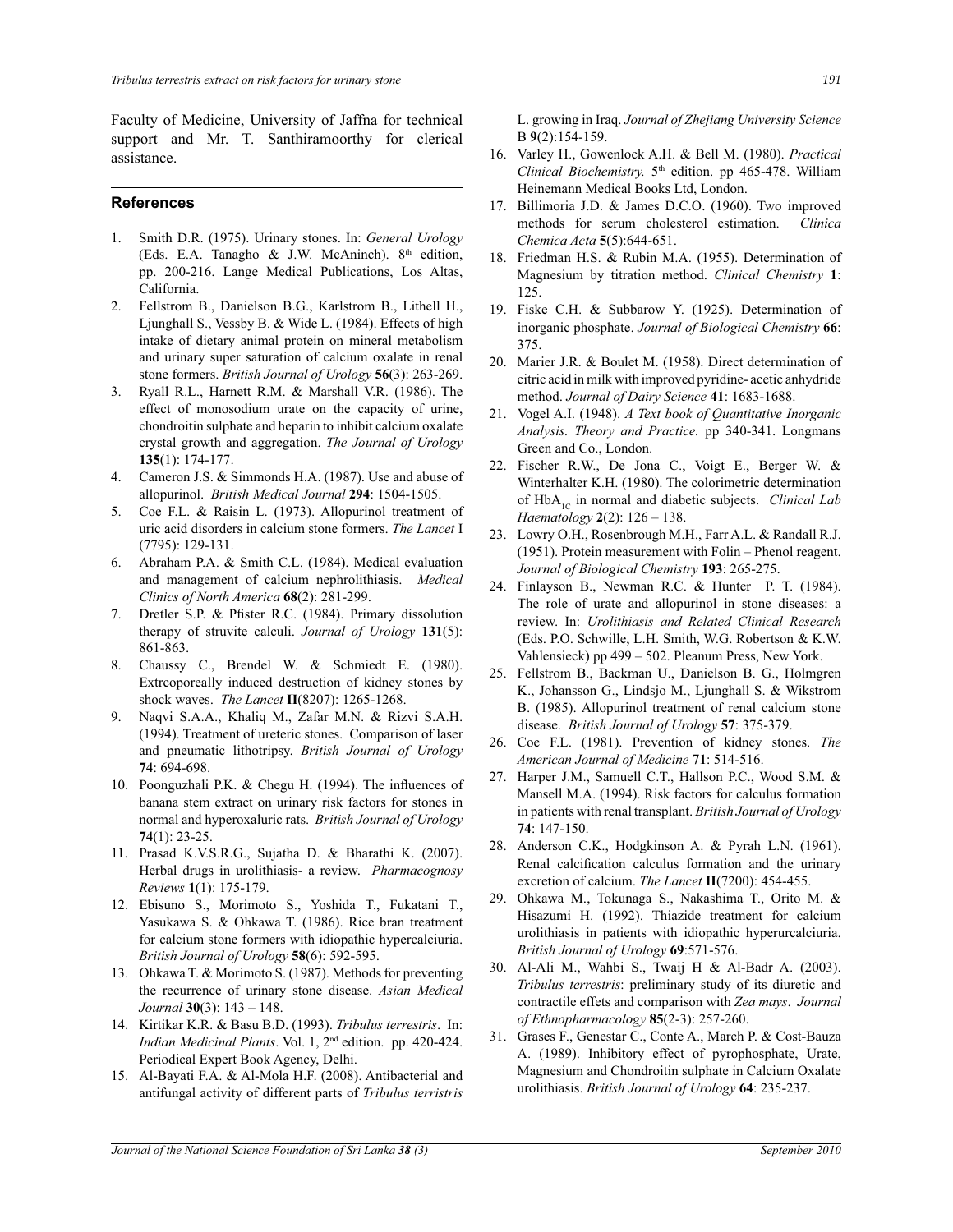Faculty of Medicine, University of Jaffna for technical support and Mr. T. Santhiramoorthy for clerical assistance.

## References

1. Smith D.R. (1975). Urinary stones. In: *General Urology* (Eds. E.A. Tanagho & J.W. McAninch). 8th edition, pp. 200-216. Lange Medical Publications, Los Altas, California.
2. Fellstrom B., Danielson B.G., Karlstrom B., Lithell H., Ljunghall S., Vessby B. & Wide L. (1984). Effects of high intake of dietary animal protein on mineral metabolism and urinary super saturation of calcium oxalate in renal stone formers. *British Journal of Urology* **56**(3): 263-269.
3. Ryall R.L., Harnett R.M. & Marshall V.R. (1986). The effect of monosodium urate on the capacity of urine, chondroitin sulphate and heparin to inhibit calcium oxalate crystal growth and aggregation. *The Journal of Urology* **135**(1): 174-177.
4. Cameron J.S. & Simmonds H.A. (1987). Use and abuse of allopurinol. *British Medical Journal* **294**: 1504-1505.
5. Coe F.L. & Raisin L. (1973). Allopurinol treatment of uric acid disorders in calcium stone formers. *The Lancet* I (7795): 129-131.
6. Abraham P.A. & Smith C.L. (1984). Medical evaluation and management of calcium nephrolithiasis. *Medical Clinics of North America* **68**(2): 281-299.
7. Dretler S.P. & Pfister R.C. (1984). Primary dissolution therapy of struvite calculi. *Journal of Urology* **131**(5): 861-863.
8. Chaussy C., Brendel W. & Schmiedt E. (1980). Extrcoporeally induced destruction of kidney stones by shock waves. *The Lancet* **II**(8207): 1265-1268.
9. Naqvi S.A.A., Khaliq M., Zafar M.N. & Rizvi S.A.H. (1994). Treatment of ureteric stones. Comparison of laser and pneumatic lithotripsy. *British Journal of Urology* **74**: 694-698.
10. Poonguzhali P.K. & Chegu H. (1994). The influences of banana stem extract on urinary risk factors for stones in normal and hyperoxaluric rats. *British Journal of Urology* **74**(1): 23-25.
11. Prasad K.V.S.R.G., Sujatha D. & Bharathi K. (2007). Herbal drugs in urolithiasis- a review. *Pharmacognosy Reviews* **1**(1): 175-179.
12. Ebisuno S., Morimoto S., Yoshida T., Fukatani T., Yasukawa S. & Ohkawa T. (1986). Rice bran treatment for calcium stone formers with idiopathic hypercalciuria. *British Journal of Urology* **58**(6): 592-595.
13. Ohkawa T. & Morimoto S. (1987). Methods for preventing the recurrence of urinary stone disease. *Asian Medical Journal* **30**(3): 143 – 148.
14. Kirtikar K.R. & Basu B.D. (1993). *Tribulus terrestris*. In: *Indian Medicinal Plants*. Vol. 1, 2nd edition. pp. 420-424. Periodical Expert Book Agency, Delhi.
15. Al-Bayati F.A. & Al-Mola H.F. (2008). Antibacterial and antifungal activity of different parts of *Tribulus terristris* L. growing in Iraq. *Journal of Zhejiang University Science* B **9**(2):154-159.
16. Varley H., Gowenlock A.H. & Bell M. (1980). *Practical Clinical Biochemistry.* 5th edition. pp 465-478. William Heinemann Medical Books Ltd, London.
17. Billimoria J.D. & James D.C.O. (1960). Two improved methods for serum cholesterol estimation. *Clinica Chemica Acta* **5**(5):644-651.
18. Friedman H.S. & Rubin M.A. (1955). Determination of Magnesium by titration method. *Clinical Chemistry* **1**: 125.
19. Fiske C.H. & Subbarow Y. (1925). Determination of inorganic phosphate. *Journal of Biological Chemistry* **66**: 375.
20. Marier J.R. & Boulet M. (1958). Direct determination of citric acid in milk with improved pyridine- acetic anhydride method. *Journal of Dairy Science* **41**: 1683-1688.
21. Vogel A.I. (1948). *A Text book of Quantitative Inorganic Analysis. Theory and Practice.* pp 340-341. Longmans Green and Co., London.
22. Fischer R.W., De Jona C., Voigt E., Berger W. & Winterhalter K.H. (1980). The colorimetric determination of $HbA_{1C}$ in normal and diabetic subjects. *Clinical Lab Haematology* **2**(2): 126 – 138.
23. Lowry O.H., Rosenbrough M.H., Farr A.L. & Randall R.J. (1951). Protein measurement with Folin – Phenol reagent. *Journal of Biological Chemistry* **193**: 265-275.
24. Finlayson B., Newman R.C. & Hunter P. T. (1984). The role of urate and allopurinol in stone diseases: a review. In: *Urolithiasis and Related Clinical Research* (Eds. P.O. Schwille, L.H. Smith, W.G. Robertson & K.W. Vahlensieck) pp 499 – 502. Pleanum Press, New York.
25. Fellstrom B., Backman U., Danielson B. G., Holmgren K., Johansson G., Lindsjo M., Ljunghall S. & Wikstrom B. (1985). Allopurinol treatment of renal calcium stone disease. *British Journal of Urology* **57**: 375-379.
26. Coe F.L. (1981). Prevention of kidney stones. *The American Journal of Medicine* **71**: 514-516.
27. Harper J.M., Samuell C.T., Hallson P.C., Wood S.M. & Mansell M.A. (1994). Risk factors for calculus formation in patients with renal transplant. *British Journal of Urology* **74**: 147-150.
28. Anderson C.K., Hodgkinson A. & Pyrah L.N. (1961). Renal calcification calculus formation and the urinary excretion of calcium. *The Lancet* **II**(7200): 454-455.
29. Ohkawa M., Tokunaga S., Nakashima T., Orito M. & Hisazumi H. (1992). Thiazide treatment for calcium urolithiasis in patients with idiopathic hyperurcalciuria. *British Journal of Urology* **69**:571-576.
30. Al-Ali M., Wahbi S., Twaij H & Al-Badr A. (2003). *Tribulus terrestris*: preliminary study of its diuretic and contractile effets and comparison with *Zea mays*. *Journal of Ethnopharmacology* **85**(2-3): 257-260.
31. Grases F., Genestar C., Conte A., March P. & Cost-Bauza A. (1989). Inhibitory effect of pyrophosphate, Urate, Magnesium and Chondroitin sulphate in Calcium Oxalate urolithiasis. *British Journal of Urology* **64**: 235-237.